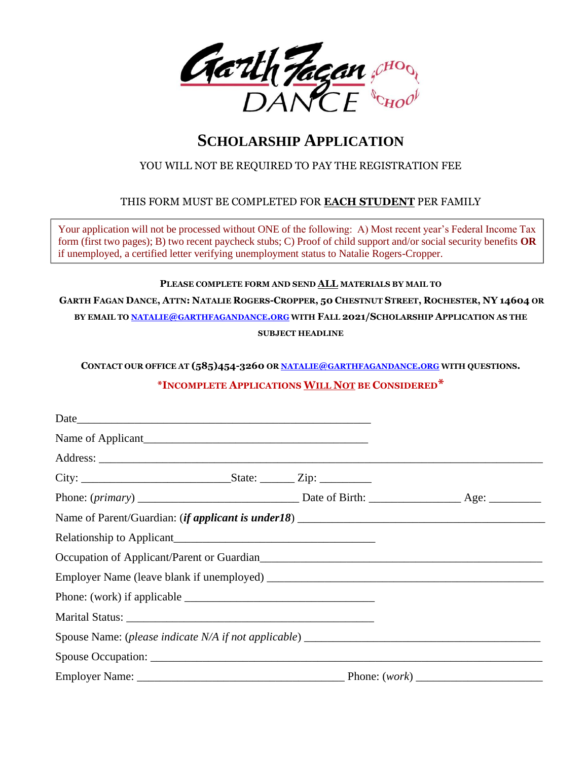Garth Fagan DANCE SCHOOL

# SCHOLARSHIP APPLICATION

YOU WILL NOT BE REQUIRED TO PAY THE REGISTRATION FEE

THIS FORM MUST BE COMPLETED FOR **EACH STUDENT** PER FAMILY

Your application will not be processed without ONE of the following: A) Most recent year's Federal Income Tax form (first two pages); B) two recent paycheck stubs; C) Proof of child support and/or social security benefits **OR** if unemployed, a certified letter verifying unemployment status to Natalie Rogers-Cropper.

**PLEASE COMPLETE FORM AND SEND ALL MATERIALS BY MAIL TO**

**GARTH FAGAN DANCE, ATTN: NATALIE ROGERS-CROPPER, 50 CHESTNUT STREET, ROCHESTER, NY 14604 OR BY EMAIL TO NATALIE@GARTHFAGANDANCE.ORG WITH FALL 2021/SCHOLARSHIP APPLICATION AS THE SUBJECT HEADLINE**

**CONTACT OUR OFFICE AT (585)454-3260 OR NATALIE@GARTHFAGANDANCE.ORG WITH QUESTIONS.**

**\*INCOMPLETE APPLICATIONS WILL NOT BE CONSIDERED\***

Date_______________________________________________

Name of Applicant_______________________________________

Address: ___________________________________________________________________

City: ___________________________State: ______ Zip: _________

Phone: (*primary*) ____________________________ Date of Birth: ________________ Age: _________

Name of Parent/Guardian: (***if applicant is under18***) ___________________________________________

Relationship to Applicant___________________________________

Occupation of Applicant/Parent or Guardian_________________________________________________

Employer Name (leave blank if unemployed) ________________________________________________

Phone: (work) if applicable _________________________________

Marital Status: ____________________________________________

Spouse Name: (*please indicate N/A if not applicable*) __________________________________________

Spouse Occupation: _____________________________________________________________________

Employer Name: ____________________________________ Phone: (*work*) ______________________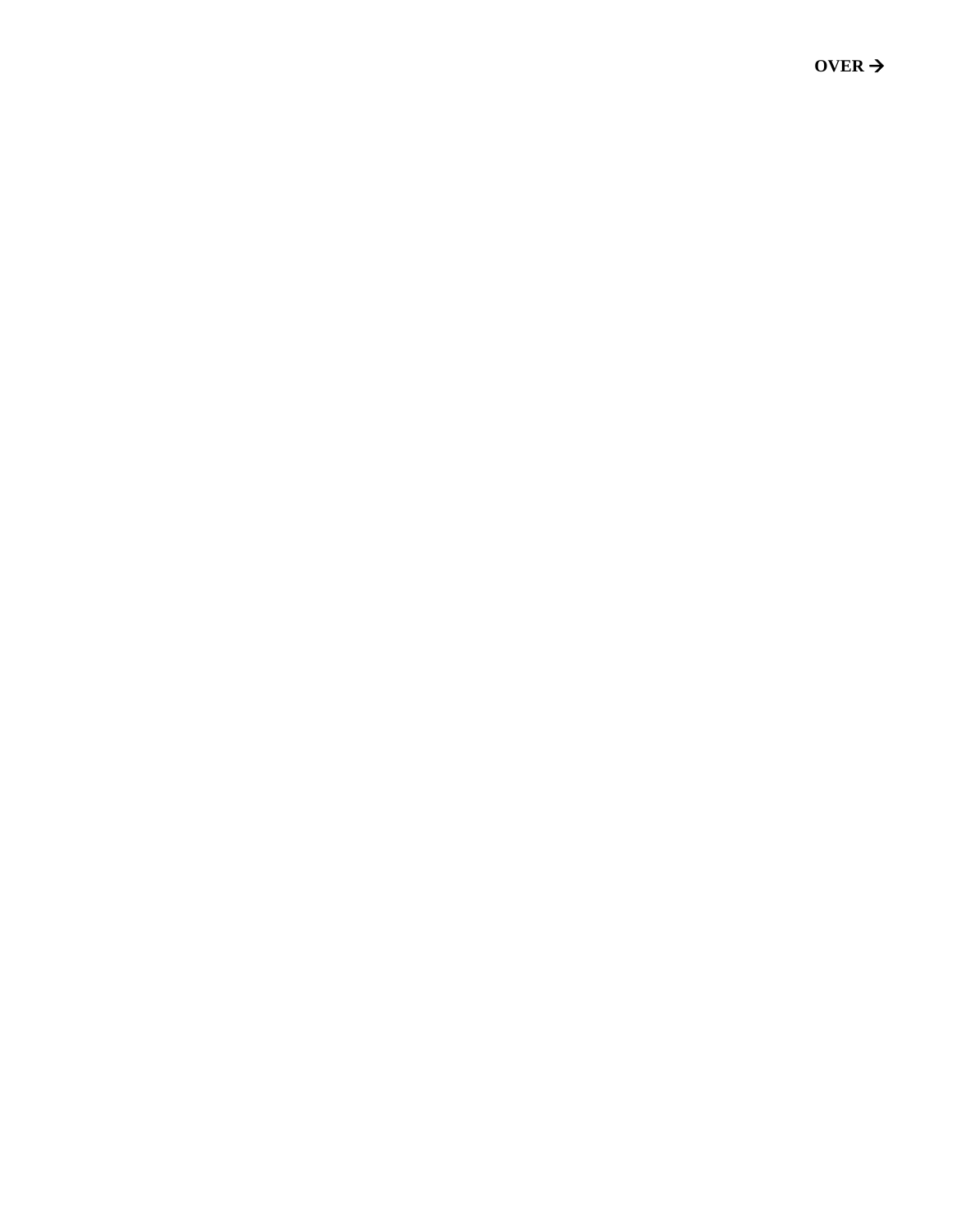**OVER →**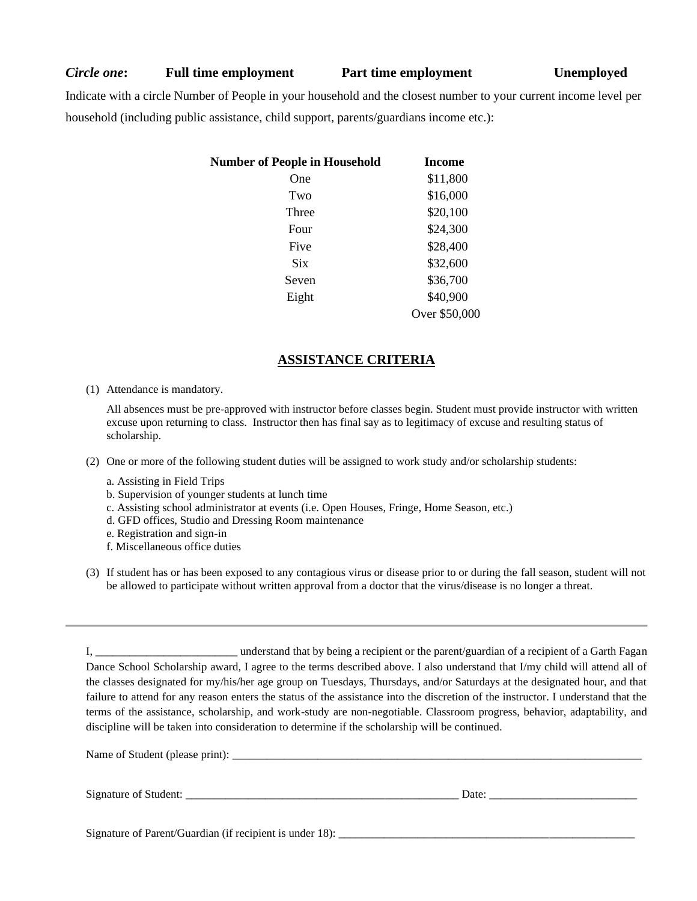***Circle one*:** **Full time employment** **Part time employment** **Unemployed**

Indicate with a circle Number of People in your household and the closest number to your current income level per household (including public assistance, child support, parents/guardians income etc.):

| Number of People in Household | Income |
|---|---|
| One | $11,800 |
| Two | $16,000 |
| Three | $20,100 |
| Four | $24,300 |
| Five | $28,400 |
| Six | $32,600 |
| Seven | $36,700 |
| Eight | $40,900 |
| | Over $50,000 |

## ASSISTANCE CRITERIA

(1) Attendance is mandatory.

All absences must be pre-approved with instructor before classes begin. Student must provide instructor with written excuse upon returning to class. Instructor then has final say as to legitimacy of excuse and resulting status of scholarship.

(2) One or more of the following student duties will be assigned to work study and/or scholarship students:

a. Assisting in Field Trips
b. Supervision of younger students at lunch time
c. Assisting school administrator at events (i.e. Open Houses, Fringe, Home Season, etc.)
d. GFD offices, Studio and Dressing Room maintenance
e. Registration and sign-in
f. Miscellaneous office duties

(3) If student has or has been exposed to any contagious virus or disease prior to or during the fall season, student will not be allowed to participate without written approval from a doctor that the virus/disease is no longer a threat.

---

I, ________________________ understand that by being a recipient or the parent/guardian of a recipient of a Garth Fagan Dance School Scholarship award, I agree to the terms described above. I also understand that I/my child will attend all of the classes designated for my/his/her age group on Tuesdays, Thursdays, and/or Saturdays at the designated hour, and that failure to attend for any reason enters the status of the assistance into the discretion of the instructor. I understand that the terms of the assistance, scholarship, and work-study are non-negotiable. Classroom progress, behavior, adaptability, and discipline will be taken into consideration to determine if the scholarship will be continued.

Name of Student (please print): ______________________________________________

Signature of Student: ______________________________________________ Date: __________________________

Signature of Parent/Guardian (if recipient is under 18): ______________________________________________